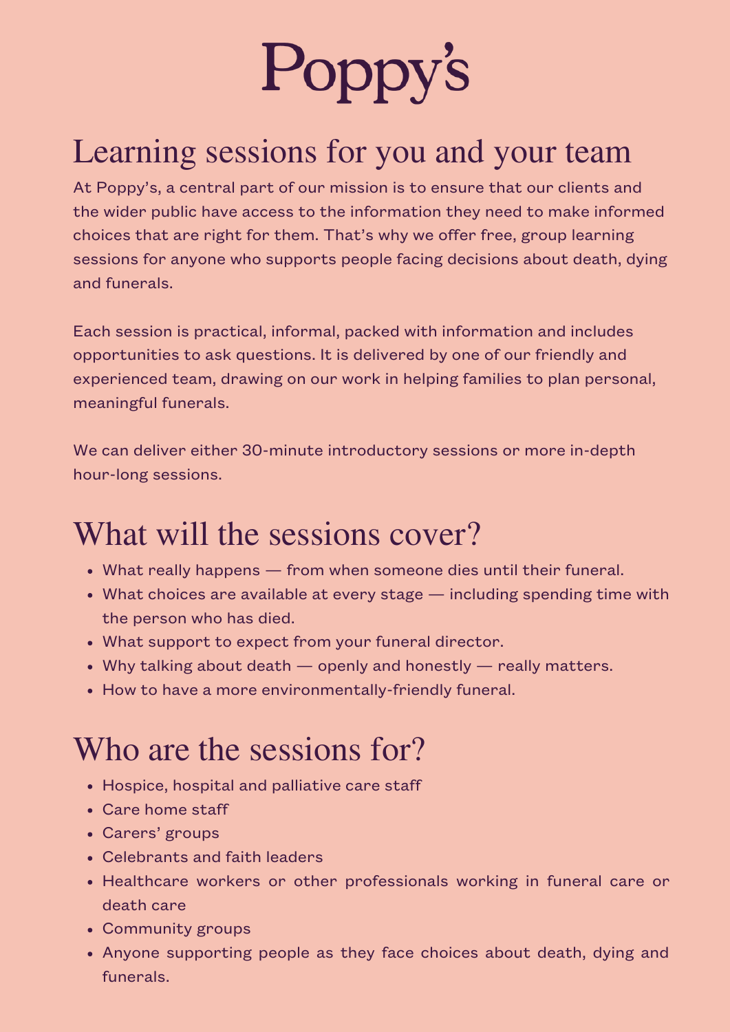# Poppy's

## Learning sessions for you and your team

At Poppy's, a central part of our mission is to ensure that our clients and the wider public have access to the information they need to make informed choices that are right for them. That's why we offer free, group learning sessions for anyone who supports people facing decisions about death, dying and funerals.

Each session is practical, informal, packed with information and includes opportunities to ask questions. It is delivered by one of our friendly and experienced team, drawing on our work in helping families to plan personal, meaningful funerals.

We can deliver either 30-minute introductory sessions or more in-depth hour-long sessions.

## What will the sessions cover?

- What really happens — from when someone dies until their funeral.
- What choices are available at every stage — including spending time with the person who has died.
- What support to expect from your funeral director.
- Why talking about death — openly and honestly — really matters.
- How to have a more environmentally-friendly funeral.

## Who are the sessions for?

- Hospice, hospital and palliative care staff
- Care home staff
- Carers' groups
- Celebrants and faith leaders
- Healthcare workers or other professionals working in funeral care or death care
- Community groups
- Anyone supporting people as they face choices about death, dying and funerals.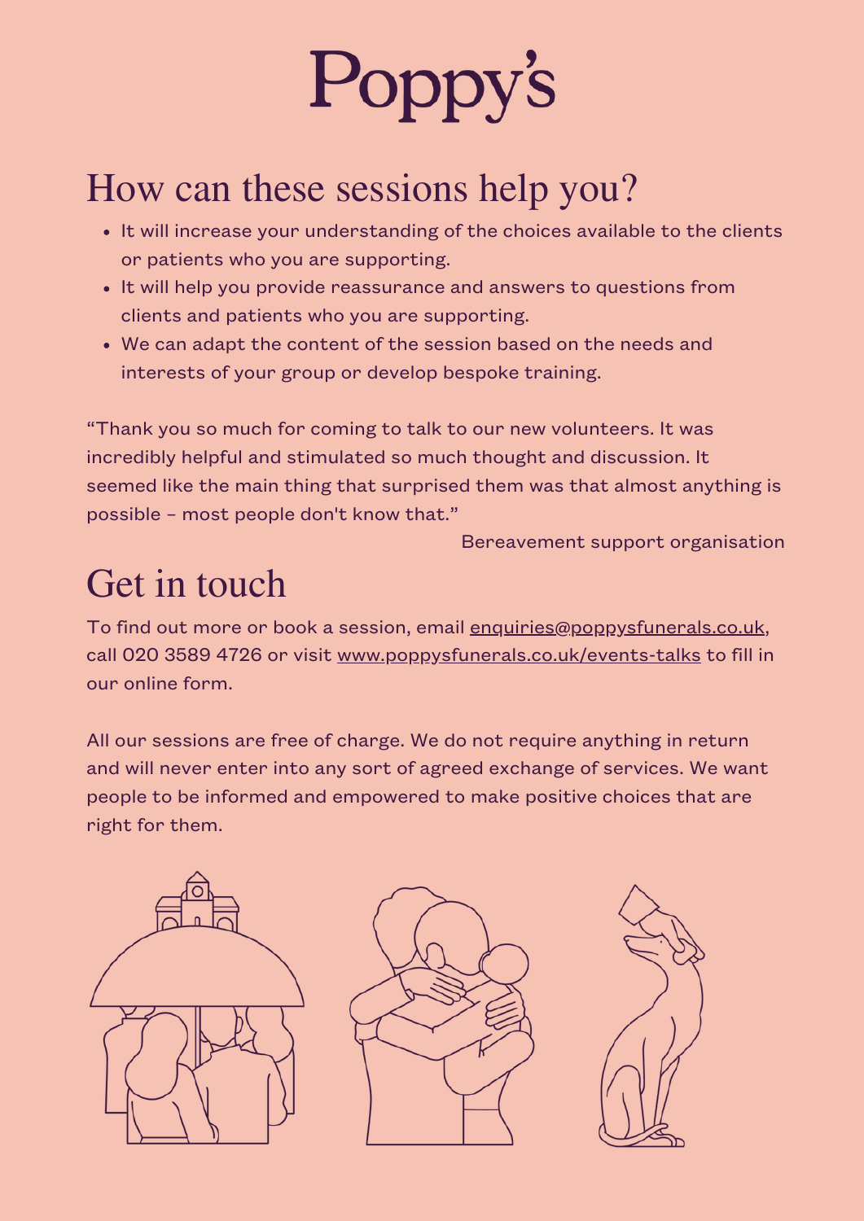# Poppy's

## How can these sessions help you?

- It will increase your understanding of the choices available to the clients or patients who you are supporting.
- It will help you provide reassurance and answers to questions from clients and patients who you are supporting.
- We can adapt the content of the session based on the needs and interests of your group or develop bespoke training.

"Thank you so much for coming to talk to our new volunteers. It was incredibly helpful and stimulated so much thought and discussion. It seemed like the main thing that surprised them was that almost anything is possible – most people don't know that."

Bereavement support organisation

## Get in touch

To find out more or book a session, email enquiries@poppysfunerals.co.uk, call 020 3589 4726 or visit www.poppysfunerals.co.uk/events-talks to fill in our online form.

All our sessions are free of charge. We do not require anything in return and will never enter into any sort of agreed exchange of services. We want people to be informed and empowered to make positive choices that are right for them.